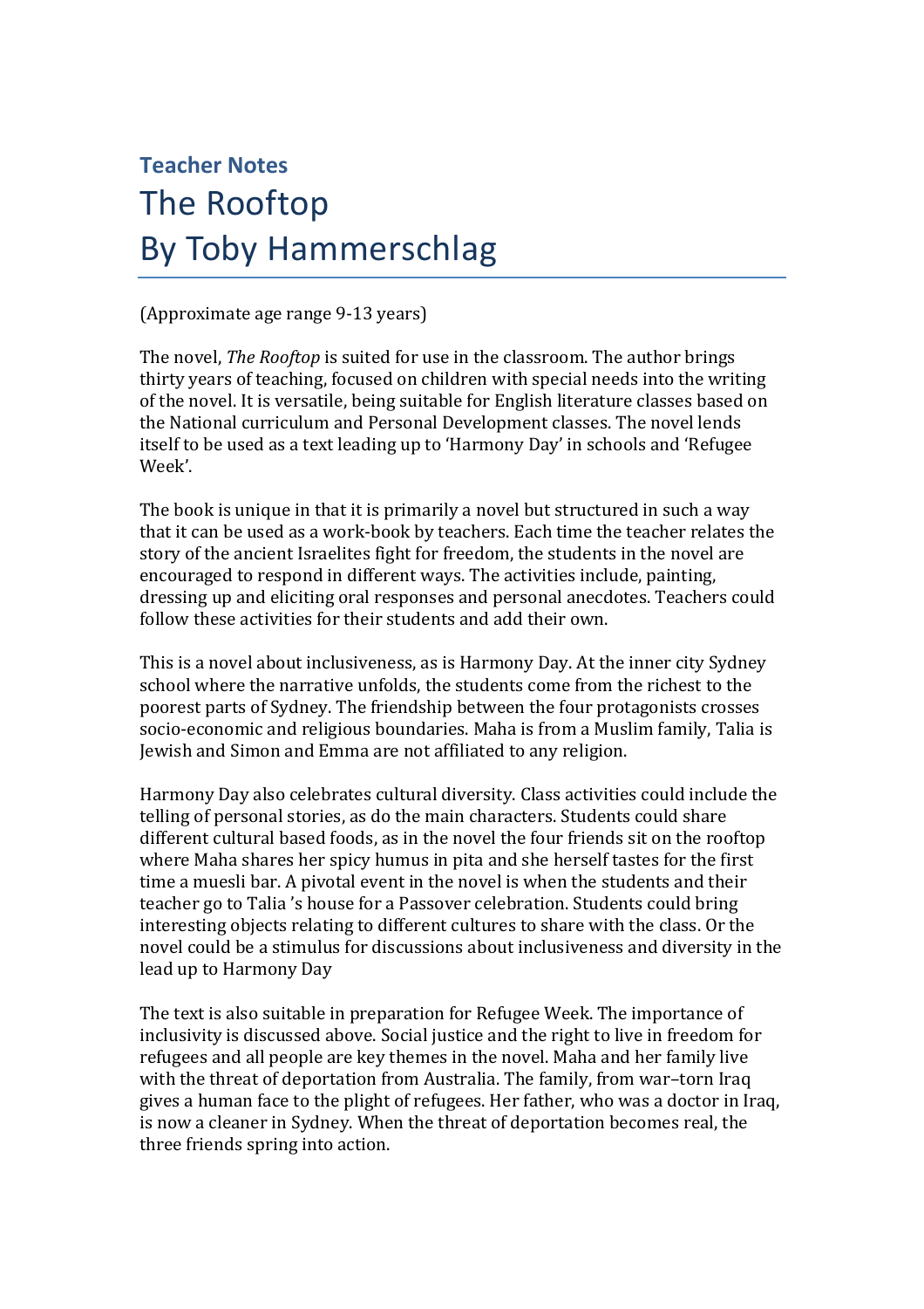### Teacher Notes

# The Rooftop
# By Toby Hammerschlag

(Approximate age range 9-13 years)

The novel, *The Rooftop* is suited for use in the classroom. The author brings thirty years of teaching, focused on children with special needs into the writing of the novel. It is versatile, being suitable for English literature classes based on the National curriculum and Personal Development classes. The novel lends itself to be used as a text leading up to 'Harmony Day' in schools and 'Refugee Week'.

The book is unique in that it is primarily a novel but structured in such a way that it can be used as a work-book by teachers. Each time the teacher relates the story of the ancient Israelites fight for freedom, the students in the novel are encouraged to respond in different ways. The activities include, painting, dressing up and eliciting oral responses and personal anecdotes. Teachers could follow these activities for their students and add their own.

This is a novel about inclusiveness, as is Harmony Day. At the inner city Sydney school where the narrative unfolds, the students come from the richest to the poorest parts of Sydney. The friendship between the four protagonists crosses socio-economic and religious boundaries. Maha is from a Muslim family, Talia is Jewish and Simon and Emma are not affiliated to any religion.

Harmony Day also celebrates cultural diversity. Class activities could include the telling of personal stories, as do the main characters. Students could share different cultural based foods, as in the novel the four friends sit on the rooftop where Maha shares her spicy humus in pita and she herself tastes for the first time a muesli bar. A pivotal event in the novel is when the students and their teacher go to Talia 's house for a Passover celebration. Students could bring interesting objects relating to different cultures to share with the class. Or the novel could be a stimulus for discussions about inclusiveness and diversity in the lead up to Harmony Day

The text is also suitable in preparation for Refugee Week. The importance of inclusivity is discussed above. Social justice and the right to live in freedom for refugees and all people are key themes in the novel. Maha and her family live with the threat of deportation from Australia. The family, from war–torn Iraq gives a human face to the plight of refugees. Her father, who was a doctor in Iraq, is now a cleaner in Sydney. When the threat of deportation becomes real, the three friends spring into action.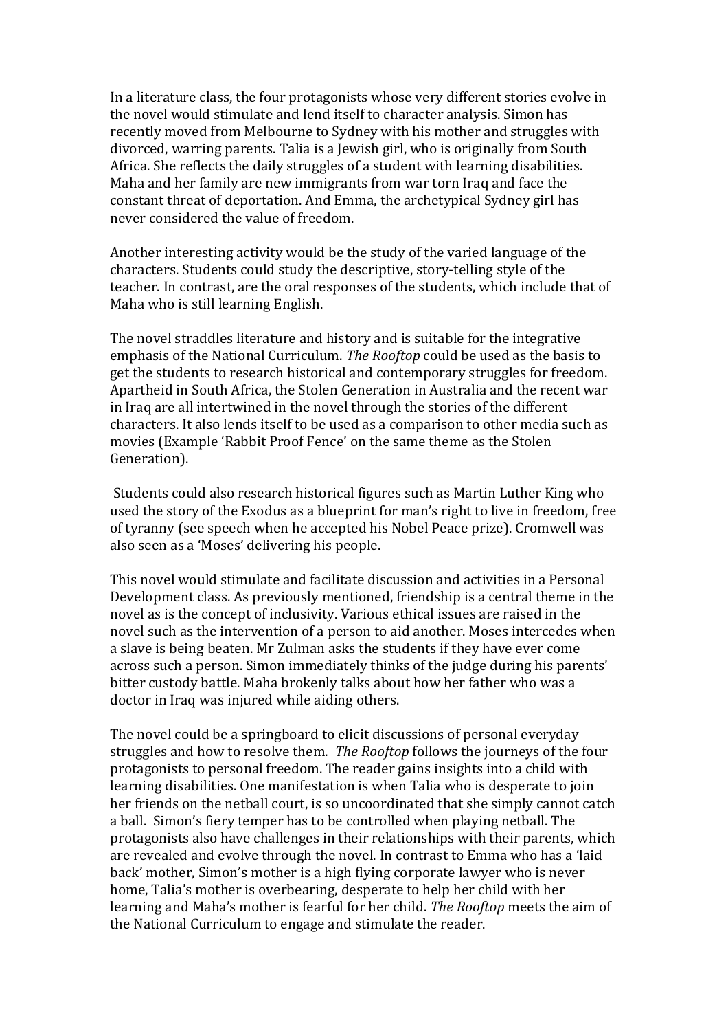In a literature class, the four protagonists whose very different stories evolve in the novel would stimulate and lend itself to character analysis. Simon has recently moved from Melbourne to Sydney with his mother and struggles with divorced, warring parents. Talia is a Jewish girl, who is originally from South Africa. She reflects the daily struggles of a student with learning disabilities. Maha and her family are new immigrants from war torn Iraq and face the constant threat of deportation. And Emma, the archetypical Sydney girl has never considered the value of freedom.

Another interesting activity would be the study of the varied language of the characters. Students could study the descriptive, story-telling style of the teacher. In contrast, are the oral responses of the students, which include that of Maha who is still learning English.

The novel straddles literature and history and is suitable for the integrative emphasis of the National Curriculum. *The Rooftop* could be used as the basis to get the students to research historical and contemporary struggles for freedom. Apartheid in South Africa, the Stolen Generation in Australia and the recent war in Iraq are all intertwined in the novel through the stories of the different characters. It also lends itself to be used as a comparison to other media such as movies (Example 'Rabbit Proof Fence' on the same theme as the Stolen Generation).

Students could also research historical figures such as Martin Luther King who used the story of the Exodus as a blueprint for man's right to live in freedom, free of tyranny (see speech when he accepted his Nobel Peace prize). Cromwell was also seen as a 'Moses' delivering his people.

This novel would stimulate and facilitate discussion and activities in a Personal Development class. As previously mentioned, friendship is a central theme in the novel as is the concept of inclusivity. Various ethical issues are raised in the novel such as the intervention of a person to aid another. Moses intercedes when a slave is being beaten. Mr Zulman asks the students if they have ever come across such a person. Simon immediately thinks of the judge during his parents' bitter custody battle. Maha brokenly talks about how her father who was a doctor in Iraq was injured while aiding others.

The novel could be a springboard to elicit discussions of personal everyday struggles and how to resolve them. *The Rooftop* follows the journeys of the four protagonists to personal freedom. The reader gains insights into a child with learning disabilities. One manifestation is when Talia who is desperate to join her friends on the netball court, is so uncoordinated that she simply cannot catch a ball. Simon's fiery temper has to be controlled when playing netball. The protagonists also have challenges in their relationships with their parents, which are revealed and evolve through the novel. In contrast to Emma who has a 'laid back' mother, Simon's mother is a high flying corporate lawyer who is never home, Talia's mother is overbearing, desperate to help her child with her learning and Maha's mother is fearful for her child. *The Rooftop* meets the aim of the National Curriculum to engage and stimulate the reader.